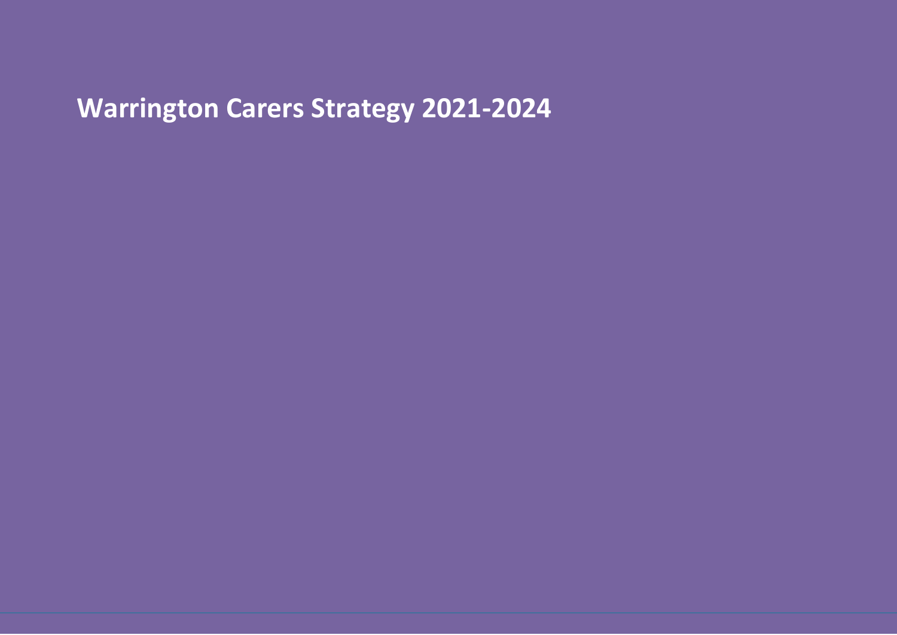# Warrington Carers Strategy 2021-2024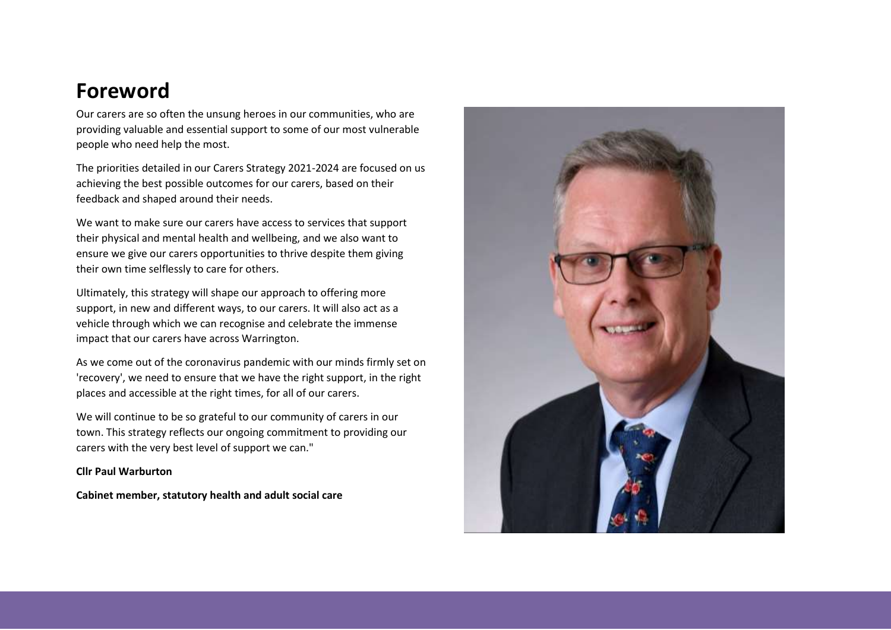# Foreword

Our carers are so often the unsung heroes in our communities, who are providing valuable and essential support to some of our most vulnerable people who need help the most.

The priorities detailed in our Carers Strategy 2021-2024 are focused on us achieving the best possible outcomes for our carers, based on their feedback and shaped around their needs.

We want to make sure our carers have access to services that support their physical and mental health and wellbeing, and we also want to ensure we give our carers opportunities to thrive despite them giving their own time selflessly to care for others.

Ultimately, this strategy will shape our approach to offering more support, in new and different ways, to our carers. It will also act as a vehicle through which we can recognise and celebrate the immense impact that our carers have across Warrington.

As we come out of the coronavirus pandemic with our minds firmly set on 'recovery', we need to ensure that we have the right support, in the right places and accessible at the right times, for all of our carers.

We will continue to be so grateful to our community of carers in our town. This strategy reflects our ongoing commitment to providing our carers with the very best level of support we can."

**Cllr Paul Warburton**

**Cabinet member, statutory health and adult social care**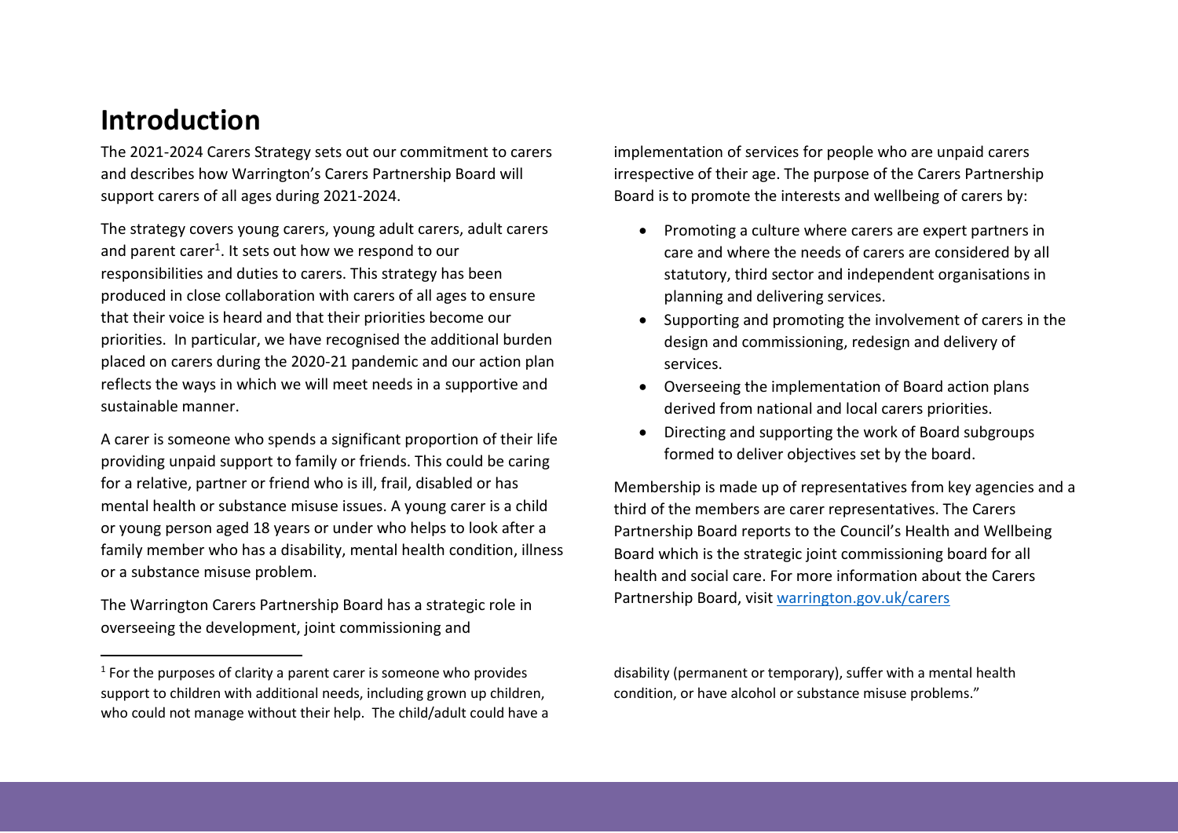# Introduction

The 2021-2024 Carers Strategy sets out our commitment to carers and describes how Warrington's Carers Partnership Board will support carers of all ages during 2021-2024.

The strategy covers young carers, young adult carers, adult carers and parent carer[1]. It sets out how we respond to our responsibilities and duties to carers. This strategy has been produced in close collaboration with carers of all ages to ensure that their voice is heard and that their priorities become our priorities. In particular, we have recognised the additional burden placed on carers during the 2020-21 pandemic and our action plan reflects the ways in which we will meet needs in a supportive and sustainable manner.

A carer is someone who spends a significant proportion of their life providing unpaid support to family or friends. This could be caring for a relative, partner or friend who is ill, frail, disabled or has mental health or substance misuse issues. A young carer is a child or young person aged 18 years or under who helps to look after a family member who has a disability, mental health condition, illness or a substance misuse problem.

The Warrington Carers Partnership Board has a strategic role in overseeing the development, joint commissioning and implementation of services for people who are unpaid carers irrespective of their age. The purpose of the Carers Partnership Board is to promote the interests and wellbeing of carers by:

- Promoting a culture where carers are expert partners in care and where the needs of carers are considered by all statutory, third sector and independent organisations in planning and delivering services.
- Supporting and promoting the involvement of carers in the design and commissioning, redesign and delivery of services.
- Overseeing the implementation of Board action plans derived from national and local carers priorities.
- Directing and supporting the work of Board subgroups formed to deliver objectives set by the board.

Membership is made up of representatives from key agencies and a third of the members are carer representatives. The Carers Partnership Board reports to the Council's Health and Wellbeing Board which is the strategic joint commissioning board for all health and social care. For more information about the Carers Partnership Board, visit [warrington.gov.uk/carers](warrington.gov.uk/carers)

---

[1] For the purposes of clarity a parent carer is someone who provides support to children with additional needs, including grown up children, who could not manage without their help. The child/adult could have a disability (permanent or temporary), suffer with a mental health condition, or have alcohol or substance misuse problems."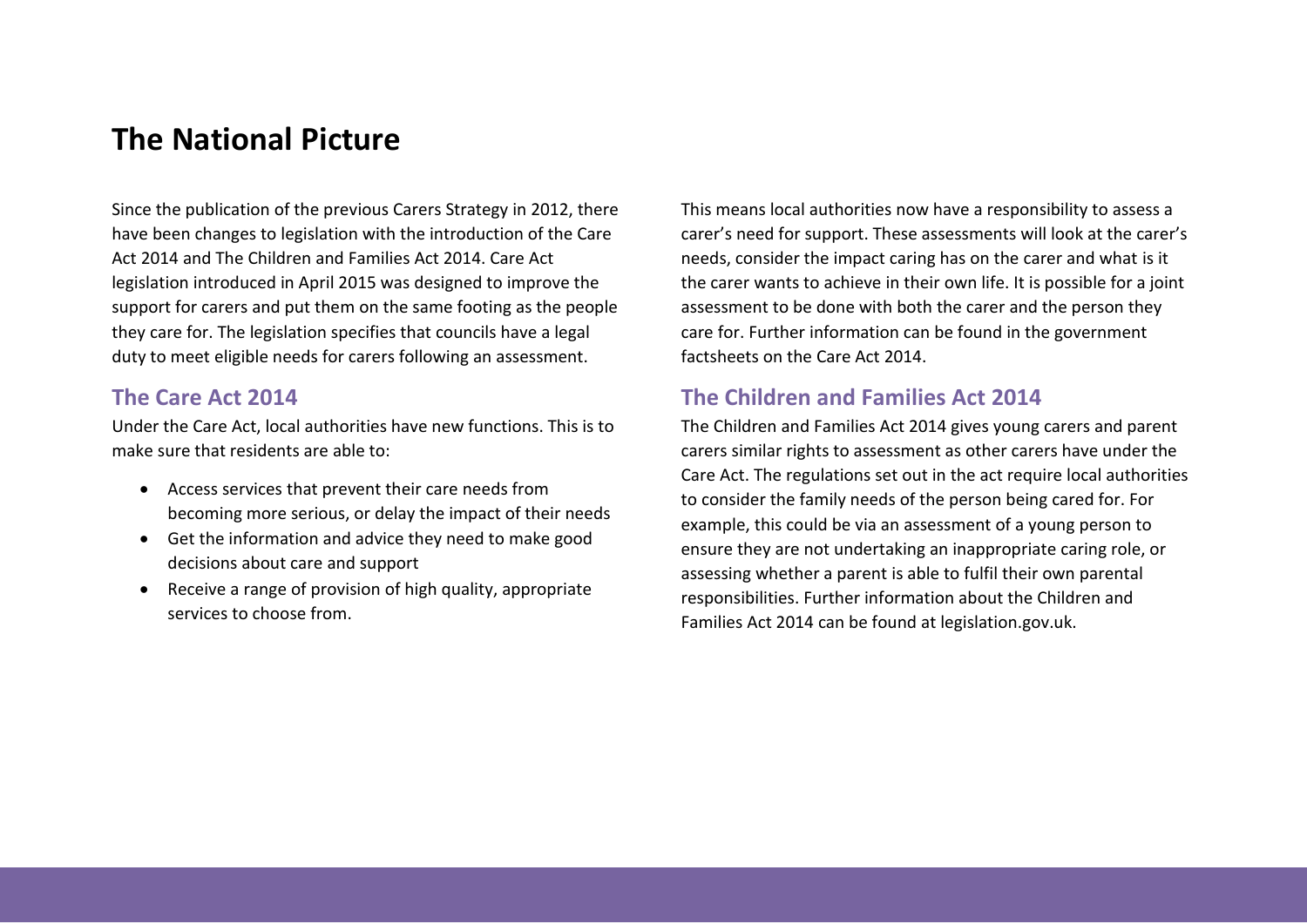# The National Picture

Since the publication of the previous Carers Strategy in 2012, there have been changes to legislation with the introduction of the Care Act 2014 and The Children and Families Act 2014. Care Act legislation introduced in April 2015 was designed to improve the support for carers and put them on the same footing as the people they care for. The legislation specifies that councils have a legal duty to meet eligible needs for carers following an assessment.

## The Care Act 2014

Under the Care Act, local authorities have new functions. This is to make sure that residents are able to:

- Access services that prevent their care needs from becoming more serious, or delay the impact of their needs
- Get the information and advice they need to make good decisions about care and support
- Receive a range of provision of high quality, appropriate services to choose from.

This means local authorities now have a responsibility to assess a carer's need for support. These assessments will look at the carer's needs, consider the impact caring has on the carer and what is it the carer wants to achieve in their own life. It is possible for a joint assessment to be done with both the carer and the person they care for. Further information can be found in the government factsheets on the Care Act 2014.

## The Children and Families Act 2014

The Children and Families Act 2014 gives young carers and parent carers similar rights to assessment as other carers have under the Care Act. The regulations set out in the act require local authorities to consider the family needs of the person being cared for. For example, this could be via an assessment of a young person to ensure they are not undertaking an inappropriate caring role, or assessing whether a parent is able to fulfil their own parental responsibilities. Further information about the Children and Families Act 2014 can be found at legislation.gov.uk.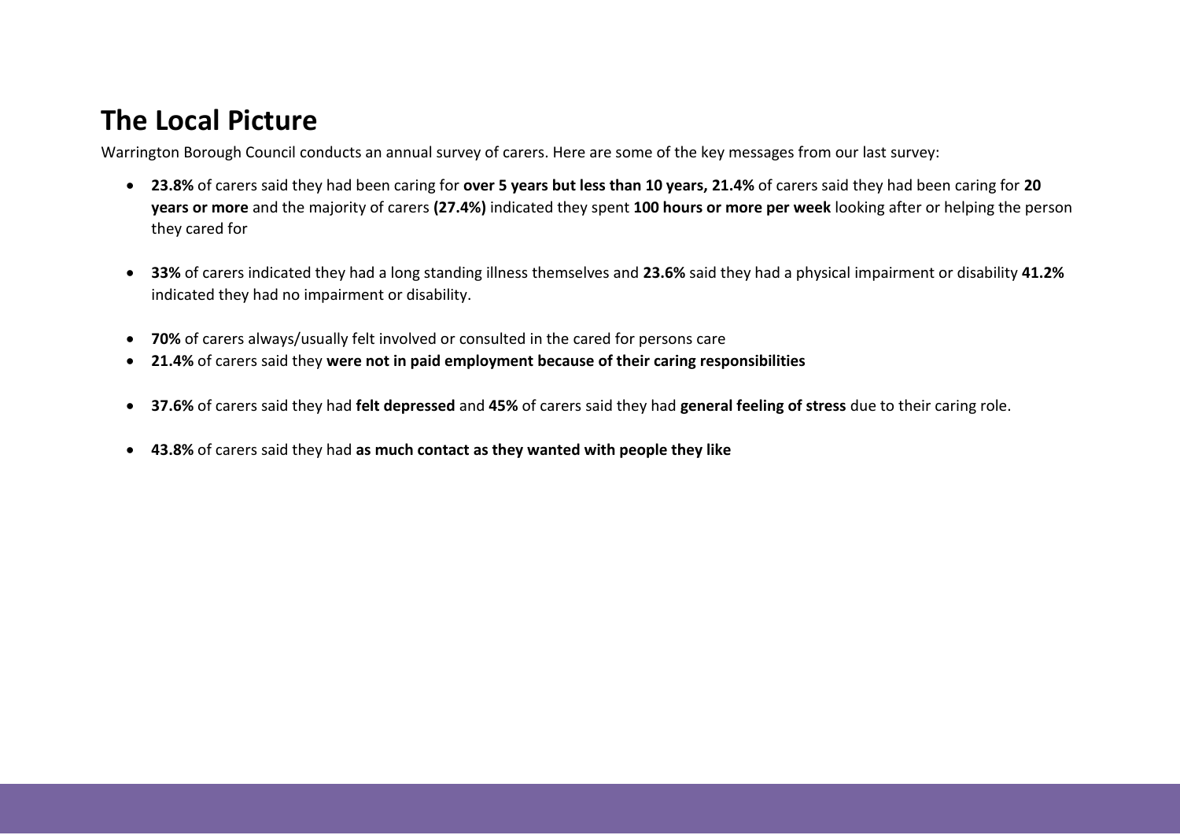# The Local Picture

Warrington Borough Council conducts an annual survey of carers. Here are some of the key messages from our last survey:

- **23.8%** of carers said they had been caring for **over 5 years but less than 10 years, 21.4%** of carers said they had been caring for **20 years or more** and the majority of carers **(27.4%)** indicated they spent **100 hours or more per week** looking after or helping the person they cared for

- **33%** of carers indicated they had a long standing illness themselves and **23.6%** said they had a physical impairment or disability **41.2%** indicated they had no impairment or disability.

- **70%** of carers always/usually felt involved or consulted in the cared for persons care
- **21.4%** of carers said they **were not in paid employment because of their caring responsibilities**

- **37.6%** of carers said they had **felt depressed** and **45%** of carers said they had **general feeling of stress** due to their caring role.

- **43.8%** of carers said they had **as much contact as they wanted with people they like**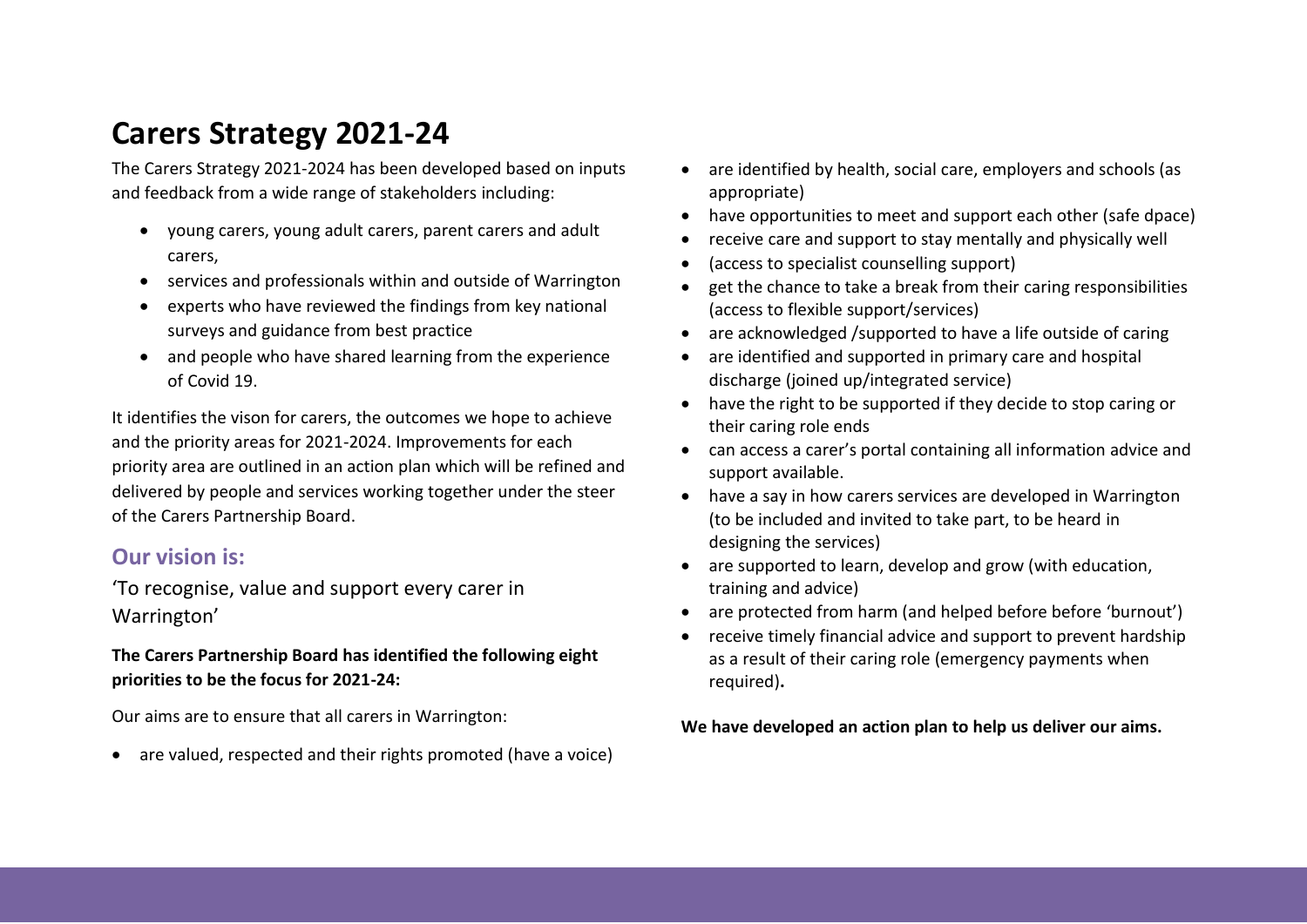# Carers Strategy 2021-24

The Carers Strategy 2021-2024 has been developed based on inputs and feedback from a wide range of stakeholders including:

- young carers, young adult carers, parent carers and adult carers,
- services and professionals within and outside of Warrington
- experts who have reviewed the findings from key national surveys and guidance from best practice
- and people who have shared learning from the experience of Covid 19.

It identifies the vison for carers, the outcomes we hope to achieve and the priority areas for 2021-2024. Improvements for each priority area are outlined in an action plan which will be refined and delivered by people and services working together under the steer of the Carers Partnership Board.

## Our vision is:

'To recognise, value and support every carer in Warrington'

**The Carers Partnership Board has identified the following eight priorities to be the focus for 2021-24:**

Our aims are to ensure that all carers in Warrington:

- are valued, respected and their rights promoted (have a voice)
- are identified by health, social care, employers and schools (as appropriate)
- have opportunities to meet and support each other (safe dpace)
- receive care and support to stay mentally and physically well
- (access to specialist counselling support)
- get the chance to take a break from their caring responsibilities (access to flexible support/services)
- are acknowledged /supported to have a life outside of caring
- are identified and supported in primary care and hospital discharge (joined up/integrated service)
- have the right to be supported if they decide to stop caring or their caring role ends
- can access a carer's portal containing all information advice and support available.
- have a say in how carers services are developed in Warrington (to be included and invited to take part, to be heard in designing the services)
- are supported to learn, develop and grow (with education, training and advice)
- are protected from harm (and helped before before 'burnout')
- receive timely financial advice and support to prevent hardship as a result of their caring role (emergency payments when required)**.**

**We have developed an action plan to help us deliver our aims.**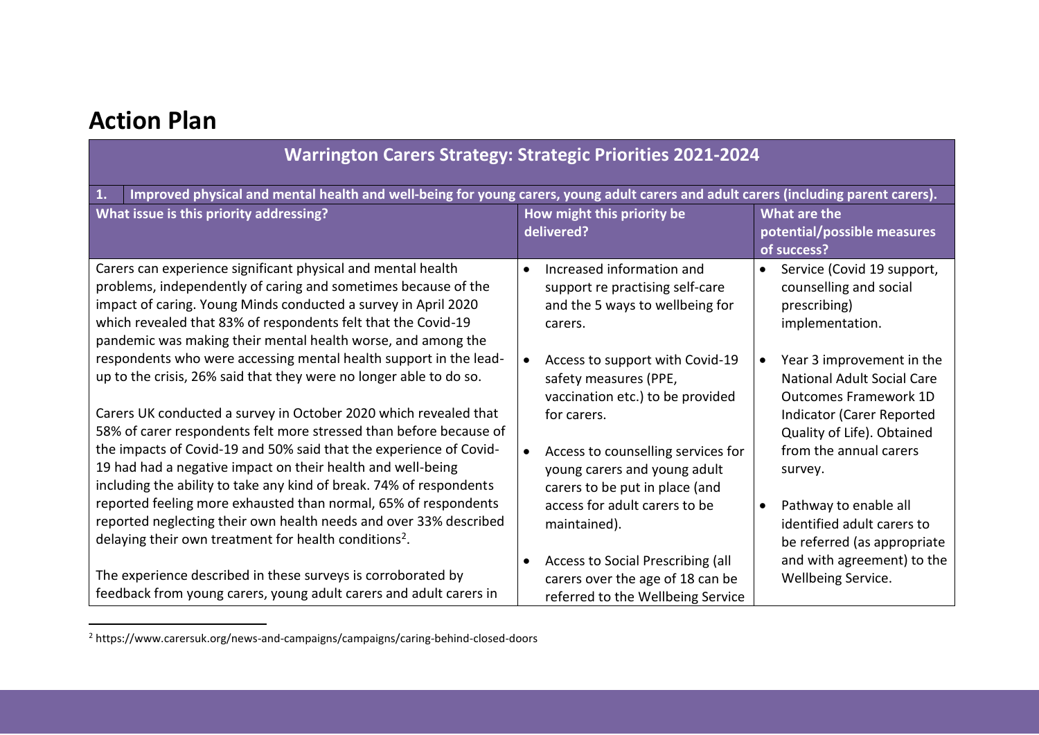# Action Plan

| Warrington Carers Strategy: Strategic Priorities 2021-2024 | | |
|---|---|---|
| **1. Improved physical and mental health and well-being for young carers, young adult carers and adult carers (including parent carers).** | | |
| **What issue is this priority addressing?** | **How might this priority be delivered?** | **What are the potential/possible measures of success?** |
| Carers can experience significant physical and mental health problems, independently of caring and sometimes because of the impact of caring. Young Minds conducted a survey in April 2020 which revealed that 83% of respondents felt that the Covid-19 pandemic was making their mental health worse, and among the respondents who were accessing mental health support in the lead-up to the crisis, 26% said that they were no longer able to do so.<br><br>Carers UK conducted a survey in October 2020 which revealed that 58% of carer respondents felt more stressed than before because of the impacts of Covid-19 and 50% said that the experience of Covid-19 had had a negative impact on their health and well-being including the ability to take any kind of break. 74% of respondents reported feeling more exhausted than normal, 65% of respondents reported neglecting their own health needs and over 33% described delaying their own treatment for health conditions[2].<br><br>The experience described in these surveys is corroborated by feedback from young carers, young adult carers and adult carers in | • Increased information and support re practising self-care and the 5 ways to wellbeing for carers.<br><br>• Access to support with Covid-19 safety measures (PPE, vaccination etc.) to be provided for carers.<br><br>• Access to counselling services for young carers and young adult carers to be put in place (and access for adult carers to be maintained).<br><br>• Access to Social Prescribing (all carers over the age of 18 can be referred to the Wellbeing Service | • Service (Covid 19 support, counselling and social prescribing) implementation.<br><br>• Year 3 improvement in the National Adult Social Care Outcomes Framework 1D Indicator (Carer Reported Quality of Life). Obtained from the annual carers survey.<br><br>• Pathway to enable all identified adult carers to be referred (as appropriate and with agreement) to the Wellbeing Service. |

[2] https://www.carersuk.org/news-and-campaigns/campaigns/caring-behind-closed-doors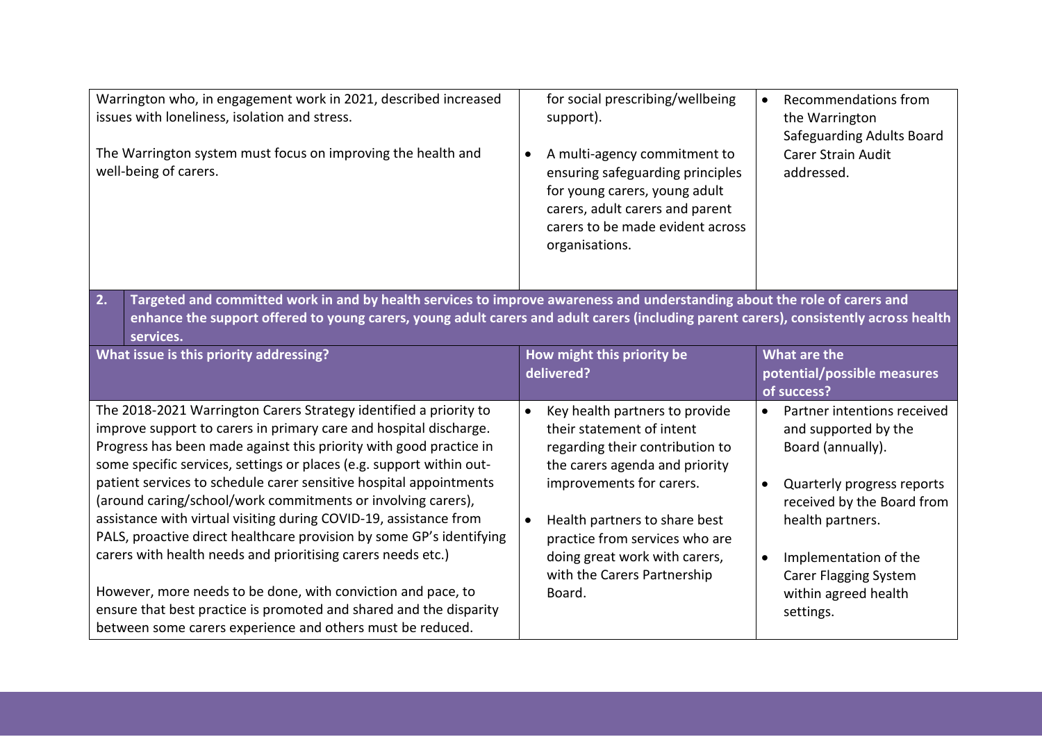| What issue is this priority addressing? | How might this priority be delivered? | What are the potential/possible measures of success? |
|---|---|---|
| Warrington who, in engagement work in 2021, described increased issues with loneliness, isolation and stress.<br><br>The Warrington system must focus on improving the health and well-being of carers. | for social prescribing/wellbeing support).<br><br>• A multi-agency commitment to ensuring safeguarding principles for young carers, young adult carers, adult carers and parent carers to be made evident across organisations. | • Recommendations from the Warrington Safeguarding Adults Board Carer Strain Audit addressed. |

**2. Targeted and committed work in and by health services to improve awareness and understanding about the role of carers and enhance the support offered to young carers, young adult carers and adult carers (including parent carers), consistently across health services.**

| What issue is this priority addressing? | How might this priority be delivered? | What are the potential/possible measures of success? |
|---|---|---|
| The 2018-2021 Warrington Carers Strategy identified a priority to improve support to carers in primary care and hospital discharge. Progress has been made against this priority with good practice in some specific services, settings or places (e.g. support within out-patient services to schedule carer sensitive hospital appointments (around caring/school/work commitments or involving carers), assistance with virtual visiting during COVID-19, assistance from PALS, proactive direct healthcare provision by some GP's identifying carers with health needs and prioritising carers needs etc.)<br><br>However, more needs to be done, with conviction and pace, to ensure that best practice is promoted and shared and the disparity between some carers experience and others must be reduced. | • Key health partners to provide their statement of intent regarding their contribution to the carers agenda and priority improvements for carers.<br><br>• Health partners to share best practice from services who are doing great work with carers, with the Carers Partnership Board. | • Partner intentions received and supported by the Board (annually).<br><br>• Quarterly progress reports received by the Board from health partners.<br><br>• Implementation of the Carer Flagging System within agreed health settings. |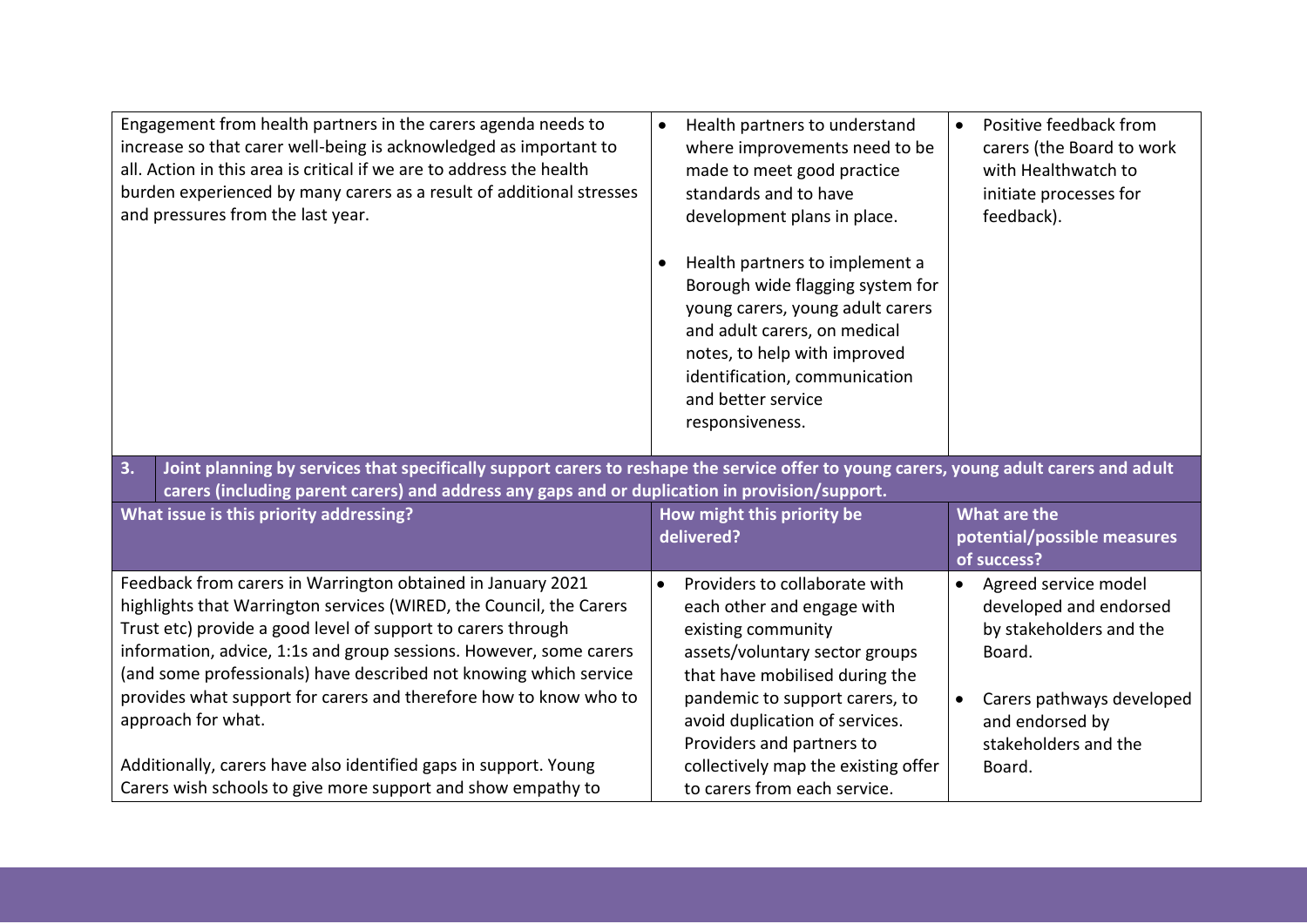| | | |
|---|---|---|
| Engagement from health partners in the carers agenda needs to increase so that carer well-being is acknowledged as important to all. Action in this area is critical if we are to address the health burden experienced by many carers as a result of additional stresses and pressures from the last year. | • Health partners to understand where improvements need to be made to meet good practice standards and to have development plans in place.<br><br>• Health partners to implement a Borough wide flagging system for young carers, young adult carers and adult carers, on medical notes, to help with improved identification, communication and better service responsiveness. | • Positive feedback from carers (the Board to work with Healthwatch to initiate processes for feedback). |

**3. Joint planning by services that specifically support carers to reshape the service offer to young carers, young adult carers and adult carers (including parent carers) and address any gaps and or duplication in provision/support.**

| What issue is this priority addressing? | How might this priority be delivered? | What are the potential/possible measures of success? |
|---|---|---|
| Feedback from carers in Warrington obtained in January 2021 highlights that Warrington services (WIRED, the Council, the Carers Trust etc) provide a good level of support to carers through information, advice, 1:1s and group sessions. However, some carers (and some professionals) have described not knowing which service provides what support for carers and therefore how to know who to approach for what.<br><br>Additionally, carers have also identified gaps in support. Young Carers wish schools to give more support and show empathy to | • Providers to collaborate with each other and engage with existing community assets/voluntary sector groups that have mobilised during the pandemic to support carers, to avoid duplication of services. Providers and partners to collectively map the existing offer to carers from each service. | • Agreed service model developed and endorsed by stakeholders and the Board.<br><br>• Carers pathways developed and endorsed by stakeholders and the Board. |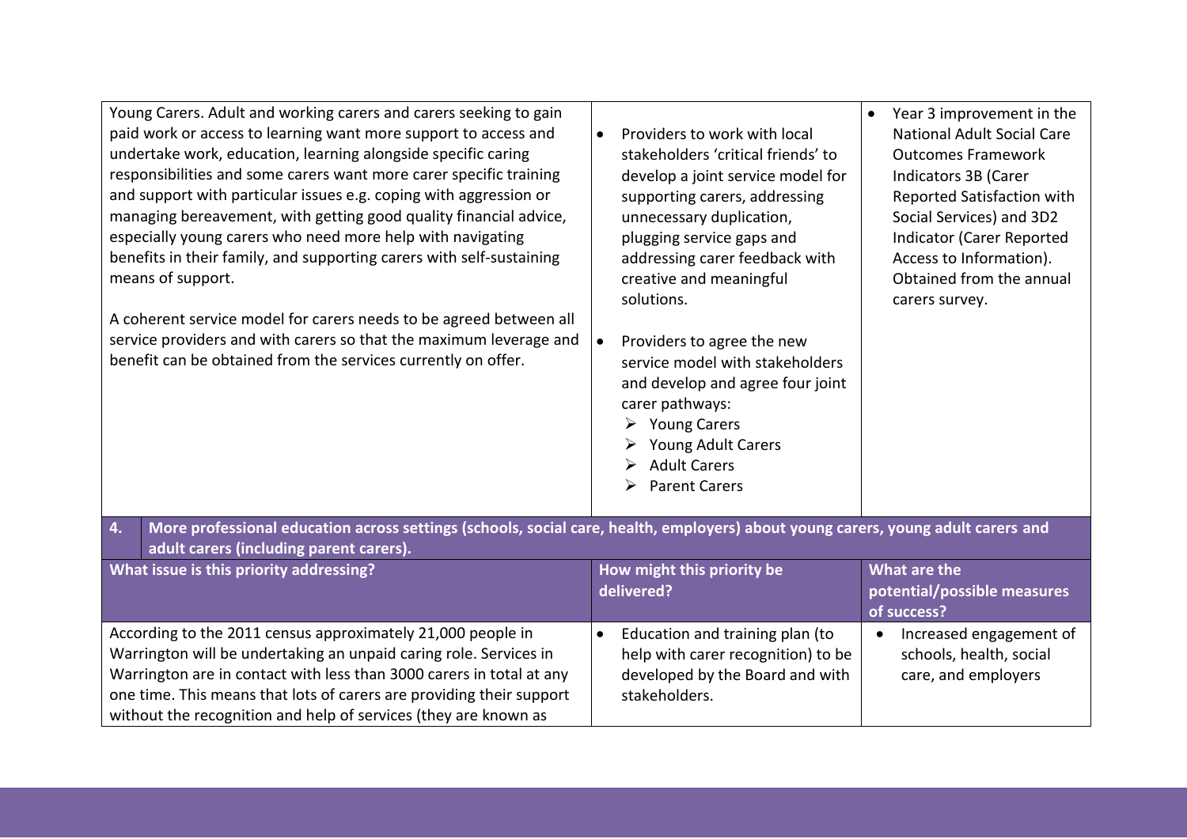| What issue is this priority addressing? | How might this priority be delivered? | What are the potential/possible measures of success? |
|---|---|---|
| Young Carers. Adult and working carers and carers seeking to gain paid work or access to learning want more support to access and undertake work, education, learning alongside specific caring responsibilities and some carers want more carer specific training and support with particular issues e.g. coping with aggression or managing bereavement, with getting good quality financial advice, especially young carers who need more help with navigating benefits in their family, and supporting carers with self-sustaining means of support.<br><br>A coherent service model for carers needs to be agreed between all service providers and with carers so that the maximum leverage and benefit can be obtained from the services currently on offer. | • Providers to work with local stakeholders 'critical friends' to develop a joint service model for supporting carers, addressing unnecessary duplication, plugging service gaps and addressing carer feedback with creative and meaningful solutions.<br><br>• Providers to agree the new service model with stakeholders and develop and agree four joint carer pathways:<br>➢ Young Carers<br>➢ Young Adult Carers<br>➢ Adult Carers<br>➢ Parent Carers | • Year 3 improvement in the National Adult Social Care Outcomes Framework Indicators 3B (Carer Reported Satisfaction with Social Services) and 3D2 Indicator (Carer Reported Access to Information). Obtained from the annual carers survey. |

**4. More professional education across settings (schools, social care, health, employers) about young carers, young adult carers and adult carers (including parent carers).**

| What issue is this priority addressing? | How might this priority be delivered? | What are the potential/possible measures of success? |
|---|---|---|
| According to the 2011 census approximately 21,000 people in Warrington will be undertaking an unpaid caring role. Services in Warrington are in contact with less than 3000 carers in total at any one time. This means that lots of carers are providing their support without the recognition and help of services (they are known as | • Education and training plan (to help with carer recognition) to be developed by the Board and with stakeholders. | • Increased engagement of schools, health, social care, and employers |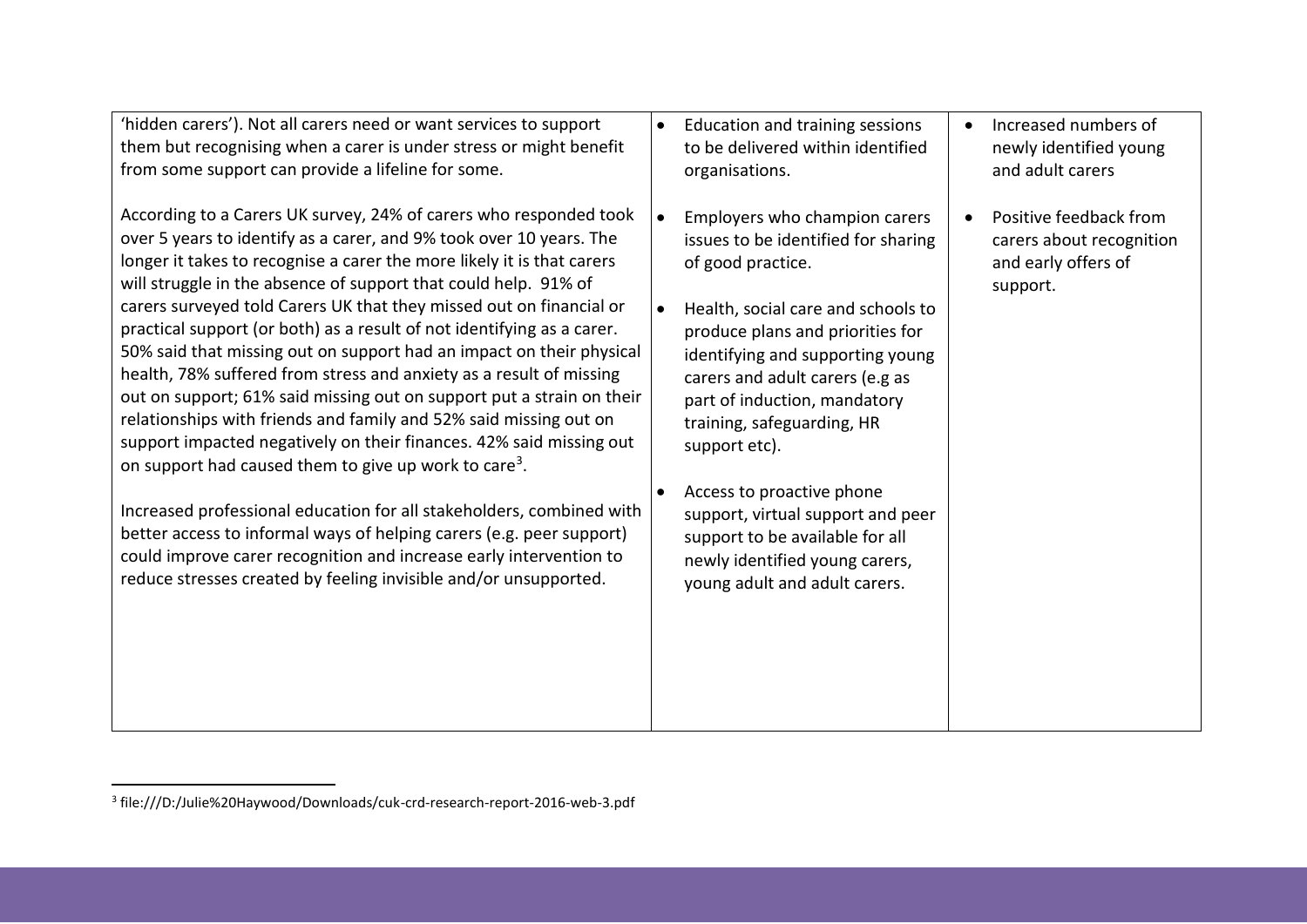| | | |
|---|---|---|
| 'hidden carers'). Not all carers need or want services to support them but recognising when a carer is under stress or might benefit from some support can provide a lifeline for some.<br><br>According to a Carers UK survey, 24% of carers who responded took over 5 years to identify as a carer, and 9% took over 10 years. The longer it takes to recognise a carer the more likely it is that carers will struggle in the absence of support that could help. 91% of carers surveyed told Carers UK that they missed out on financial or practical support (or both) as a result of not identifying as a carer. 50% said that missing out on support had an impact on their physical health, 78% suffered from stress and anxiety as a result of missing out on support; 61% said missing out on support put a strain on their relationships with friends and family and 52% said missing out on support impacted negatively on their finances. 42% said missing out on support had caused them to give up work to care[3].<br><br>Increased professional education for all stakeholders, combined with better access to informal ways of helping carers (e.g. peer support) could improve carer recognition and increase early intervention to reduce stresses created by feeling invisible and/or unsupported. | • Education and training sessions to be delivered within identified organisations.<br><br>• Employers who champion carers issues to be identified for sharing of good practice.<br><br>• Health, social care and schools to produce plans and priorities for identifying and supporting young carers and adult carers (e.g as part of induction, mandatory training, safeguarding, HR support etc).<br><br>• Access to proactive phone support, virtual support and peer support to be available for all newly identified young carers, young adult and adult carers. | • Increased numbers of newly identified young and adult carers<br><br>• Positive feedback from carers about recognition and early offers of support. |

[3] file:///D:/Julie%20Haywood/Downloads/cuk-crd-research-report-2016-web-3.pdf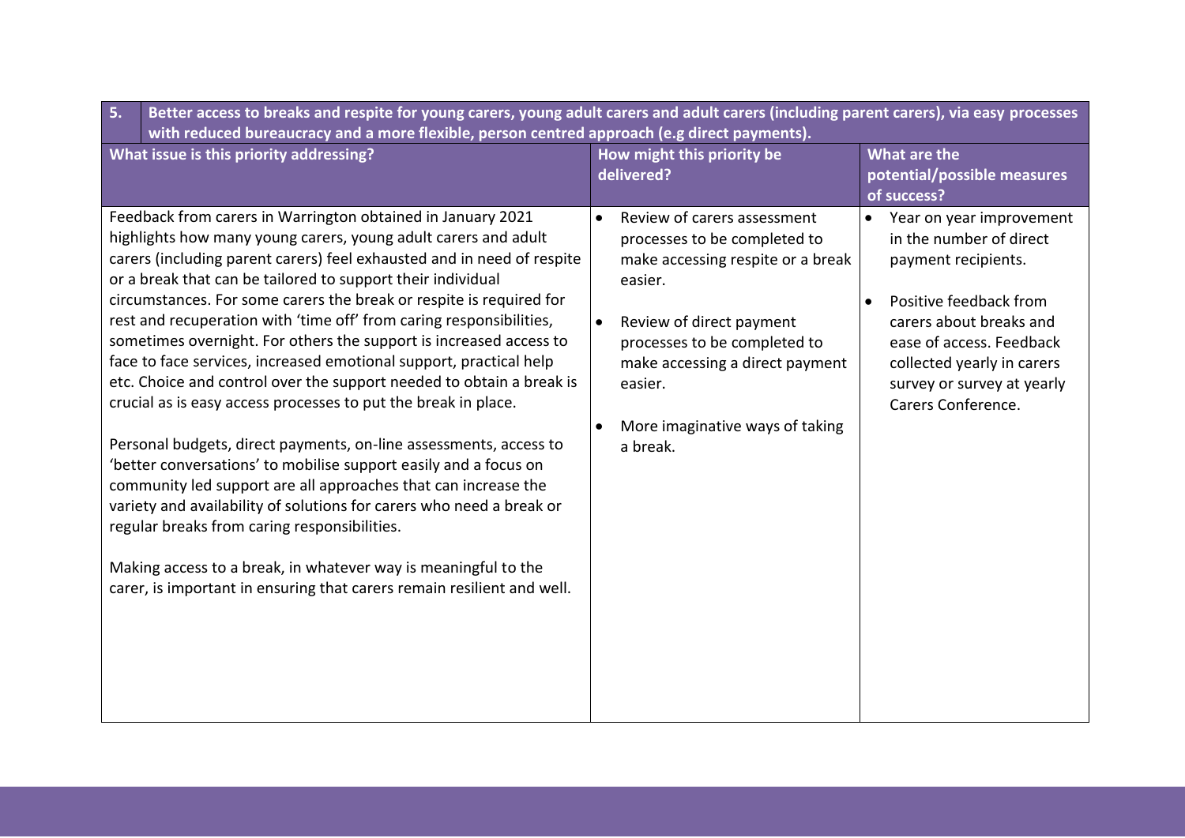| 5. | Better access to breaks and respite for young carers, young adult carers and adult carers (including parent carers), via easy processes with reduced bureaucracy and a more flexible, person centred approach (e.g direct payments). | |
|---|---|---|
| **What issue is this priority addressing?** | **How might this priority be delivered?** | **What are the potential/possible measures of success?** |
| Feedback from carers in Warrington obtained in January 2021 highlights how many young carers, young adult carers and adult carers (including parent carers) feel exhausted and in need of respite or a break that can be tailored to support their individual circumstances. For some carers the break or respite is required for rest and recuperation with 'time off' from caring responsibilities, sometimes overnight. For others the support is increased access to face to face services, increased emotional support, practical help etc. Choice and control over the support needed to obtain a break is crucial as is easy access processes to put the break in place.<br><br>Personal budgets, direct payments, on-line assessments, access to 'better conversations' to mobilise support easily and a focus on community led support are all approaches that can increase the variety and availability of solutions for carers who need a break or regular breaks from caring responsibilities.<br><br>Making access to a break, in whatever way is meaningful to the carer, is important in ensuring that carers remain resilient and well. | • Review of carers assessment processes to be completed to make accessing respite or a break easier.<br><br>• Review of direct payment processes to be completed to make accessing a direct payment easier.<br><br>• More imaginative ways of taking a break. | • Year on year improvement in the number of direct payment recipients.<br><br>• Positive feedback from carers about breaks and ease of access. Feedback collected yearly in carers survey or survey at yearly Carers Conference. |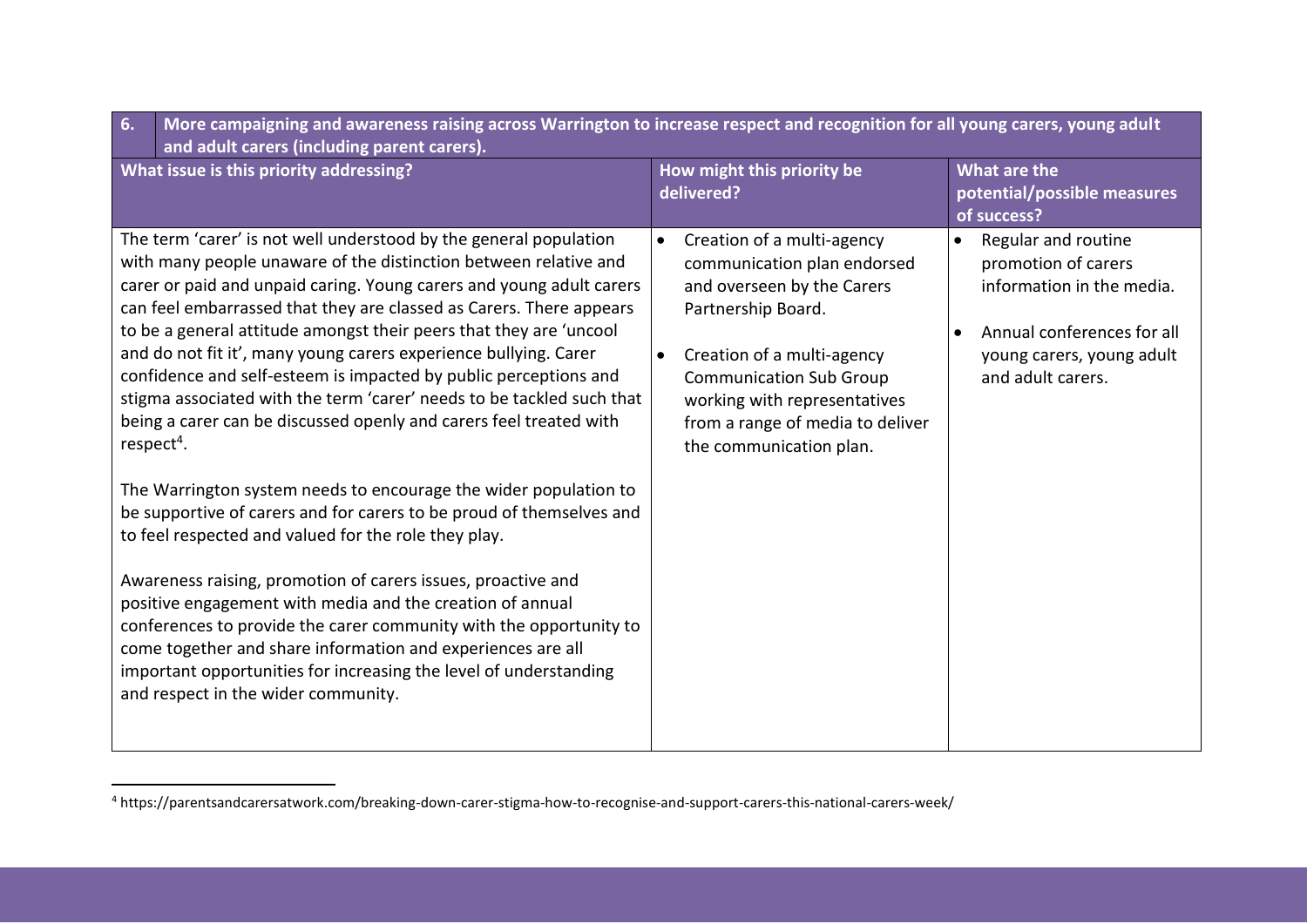| 6. More campaigning and awareness raising across Warrington to increase respect and recognition for all young carers, young adult and adult carers (including parent carers). | | |
|---|---|---|
| **What issue is this priority addressing?** | **How might this priority be delivered?** | **What are the potential/possible measures of success?** |
| The term 'carer' is not well understood by the general population with many people unaware of the distinction between relative and carer or paid and unpaid caring. Young carers and young adult carers can feel embarrassed that they are classed as Carers. There appears to be a general attitude amongst their peers that they are 'uncool and do not fit it', many young carers experience bullying. Carer confidence and self-esteem is impacted by public perceptions and stigma associated with the term 'carer' needs to be tackled such that being a carer can be discussed openly and carers feel treated with respect[4].<br><br>The Warrington system needs to encourage the wider population to be supportive of carers and for carers to be proud of themselves and to feel respected and valued for the role they play.<br><br>Awareness raising, promotion of carers issues, proactive and positive engagement with media and the creation of annual conferences to provide the carer community with the opportunity to come together and share information and experiences are all important opportunities for increasing the level of understanding and respect in the wider community. | • Creation of a multi-agency communication plan endorsed and overseen by the Carers Partnership Board.<br><br>• Creation of a multi-agency Communication Sub Group working with representatives from a range of media to deliver the communication plan. | • Regular and routine promotion of carers information in the media.<br><br>• Annual conferences for all young carers, young adult and adult carers. |

[4] https://parentsandcarersatwork.com/breaking-down-carer-stigma-how-to-recognise-and-support-carers-this-national-carers-week/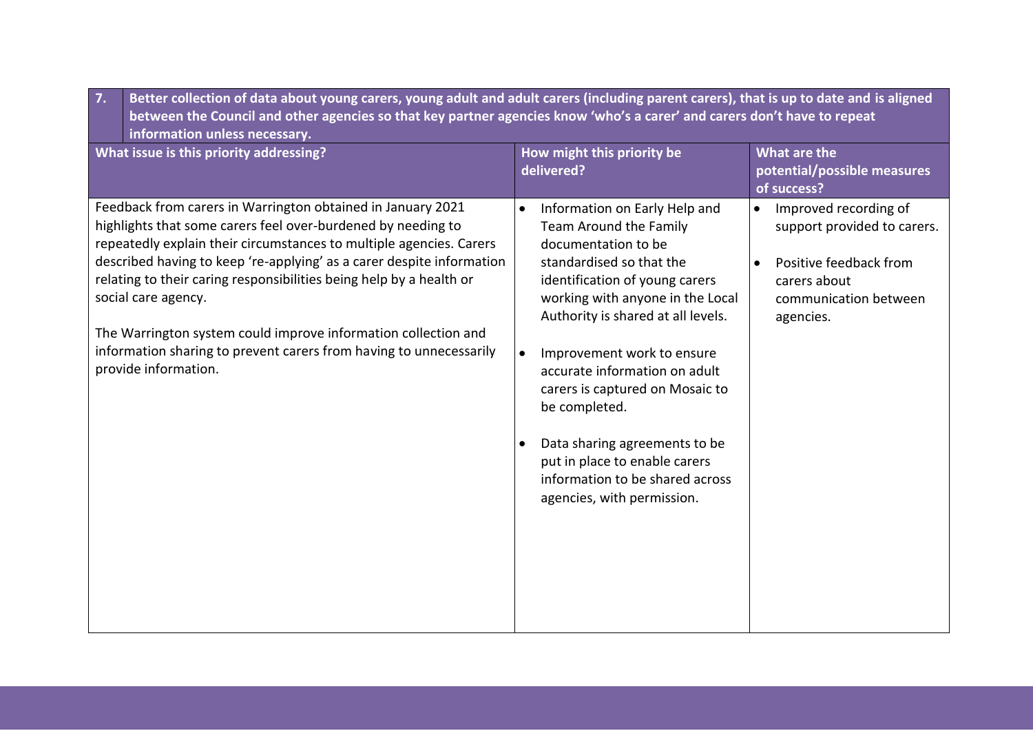| 7. | Better collection of data about young carers, young adult and adult carers (including parent carers), that is up to date and is aligned between the Council and other agencies so that key partner agencies know 'who's a carer' and carers don't have to repeat information unless necessary. | | |
|---|---|---|---|
| What issue is this priority addressing? | | How might this priority be delivered? | What are the potential/possible measures of success? |
| Feedback from carers in Warrington obtained in January 2021 highlights that some carers feel over-burdened by needing to repeatedly explain their circumstances to multiple agencies. Carers described having to keep 're-applying' as a carer despite information relating to their caring responsibilities being help by a health or social care agency.<br><br>The Warrington system could improve information collection and information sharing to prevent carers from having to unnecessarily provide information. | | • Information on Early Help and Team Around the Family documentation to be standardised so that the identification of young carers working with anyone in the Local Authority is shared at all levels.<br><br>• Improvement work to ensure accurate information on adult carers is captured on Mosaic to be completed.<br><br>• Data sharing agreements to be put in place to enable carers information to be shared across agencies, with permission. | • Improved recording of support provided to carers.<br><br>• Positive feedback from carers about communication between agencies. |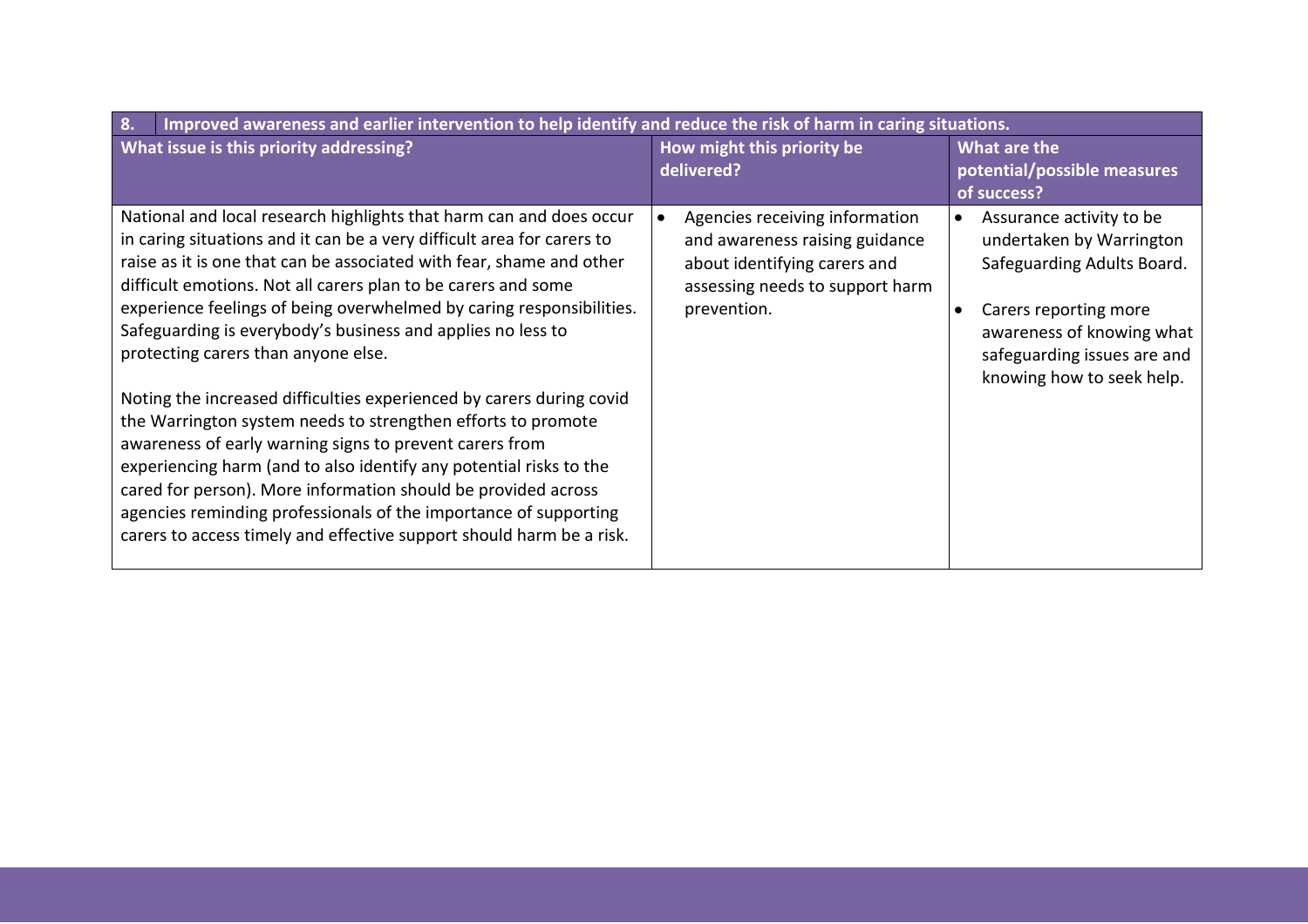| 8. Improved awareness and earlier intervention to help identify and reduce the risk of harm in caring situations. | | |
|---|---|---|
| **What issue is this priority addressing?** | **How might this priority be delivered?** | **What are the potential/possible measures of success?** |
| National and local research highlights that harm can and does occur in caring situations and it can be a very difficult area for carers to raise as it is one that can be associated with fear, shame and other difficult emotions. Not all carers plan to be carers and some experience feelings of being overwhelmed by caring responsibilities. Safeguarding is everybody's business and applies no less to protecting carers than anyone else.<br><br>Noting the increased difficulties experienced by carers during covid the Warrington system needs to strengthen efforts to promote awareness of early warning signs to prevent carers from experiencing harm (and to also identify any potential risks to the cared for person). More information should be provided across agencies reminding professionals of the importance of supporting carers to access timely and effective support should harm be a risk. | • Agencies receiving information and awareness raising guidance about identifying carers and assessing needs to support harm prevention. | • Assurance activity to be undertaken by Warrington Safeguarding Adults Board.<br><br>• Carers reporting more awareness of knowing what safeguarding issues are and knowing how to seek help. |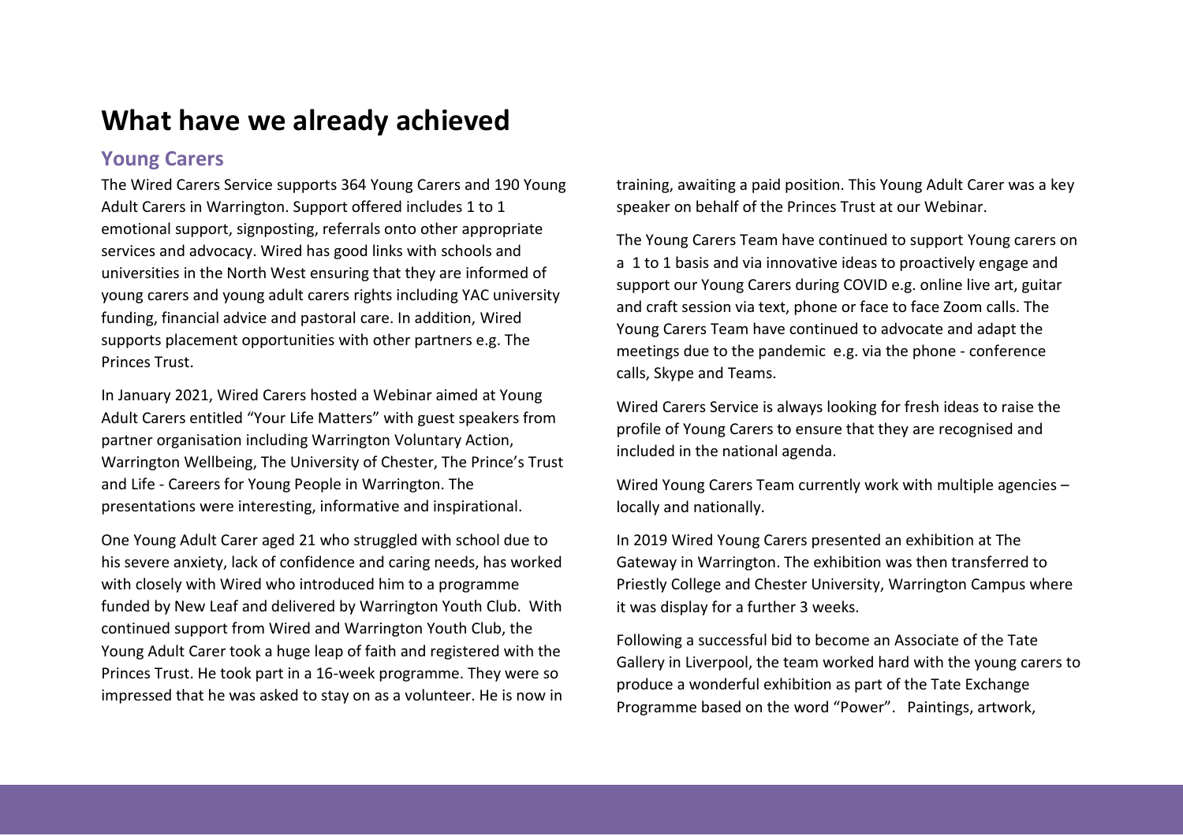# What have we already achieved

## Young Carers

The Wired Carers Service supports 364 Young Carers and 190 Young Adult Carers in Warrington. Support offered includes 1 to 1 emotional support, signposting, referrals onto other appropriate services and advocacy. Wired has good links with schools and universities in the North West ensuring that they are informed of young carers and young adult carers rights including YAC university funding, financial advice and pastoral care. In addition, Wired supports placement opportunities with other partners e.g. The Princes Trust.

In January 2021, Wired Carers hosted a Webinar aimed at Young Adult Carers entitled "Your Life Matters" with guest speakers from partner organisation including Warrington Voluntary Action, Warrington Wellbeing, The University of Chester, The Prince's Trust and Life - Careers for Young People in Warrington. The presentations were interesting, informative and inspirational.

One Young Adult Carer aged 21 who struggled with school due to his severe anxiety, lack of confidence and caring needs, has worked with closely with Wired who introduced him to a programme funded by New Leaf and delivered by Warrington Youth Club. With continued support from Wired and Warrington Youth Club, the Young Adult Carer took a huge leap of faith and registered with the Princes Trust. He took part in a 16-week programme. They were so impressed that he was asked to stay on as a volunteer. He is now in training, awaiting a paid position. This Young Adult Carer was a key speaker on behalf of the Princes Trust at our Webinar.

The Young Carers Team have continued to support Young carers on a 1 to 1 basis and via innovative ideas to proactively engage and support our Young Carers during COVID e.g. online live art, guitar and craft session via text, phone or face to face Zoom calls. The Young Carers Team have continued to advocate and adapt the meetings due to the pandemic e.g. via the phone - conference calls, Skype and Teams.

Wired Carers Service is always looking for fresh ideas to raise the profile of Young Carers to ensure that they are recognised and included in the national agenda.

Wired Young Carers Team currently work with multiple agencies – locally and nationally.

In 2019 Wired Young Carers presented an exhibition at The Gateway in Warrington. The exhibition was then transferred to Priestly College and Chester University, Warrington Campus where it was display for a further 3 weeks.

Following a successful bid to become an Associate of the Tate Gallery in Liverpool, the team worked hard with the young carers to produce a wonderful exhibition as part of the Tate Exchange Programme based on the word "Power". Paintings, artwork,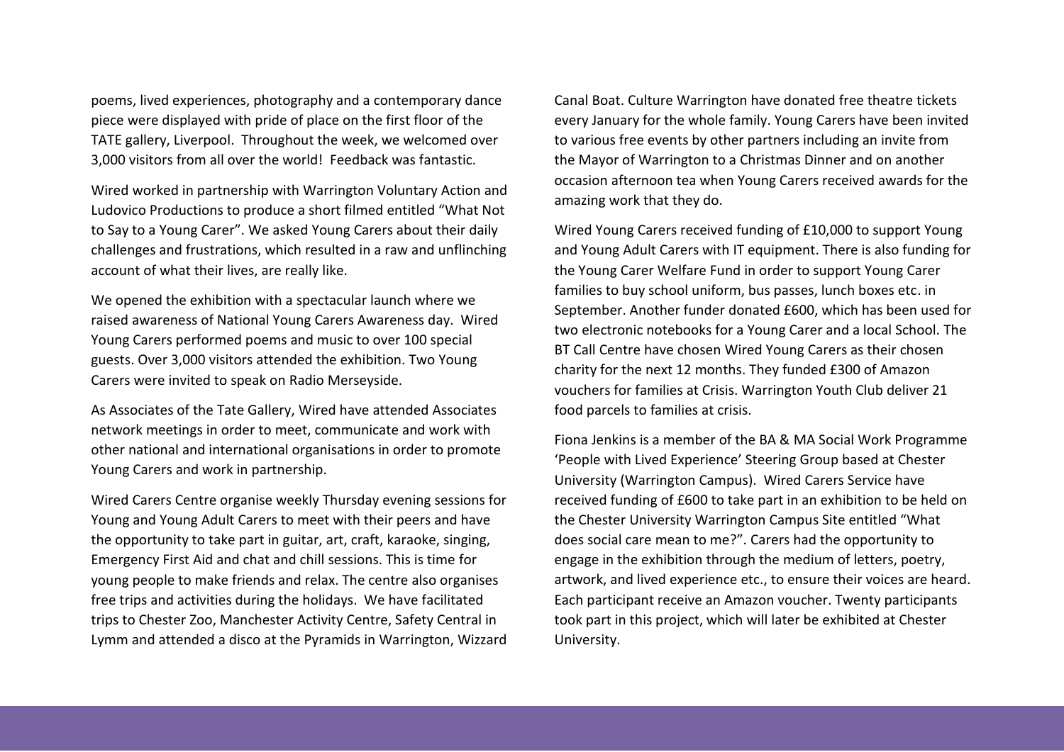poems, lived experiences, photography and a contemporary dance piece were displayed with pride of place on the first floor of the TATE gallery, Liverpool. Throughout the week, we welcomed over 3,000 visitors from all over the world! Feedback was fantastic.

Wired worked in partnership with Warrington Voluntary Action and Ludovico Productions to produce a short filmed entitled "What Not to Say to a Young Carer". We asked Young Carers about their daily challenges and frustrations, which resulted in a raw and unflinching account of what their lives, are really like.

We opened the exhibition with a spectacular launch where we raised awareness of National Young Carers Awareness day. Wired Young Carers performed poems and music to over 100 special guests. Over 3,000 visitors attended the exhibition. Two Young Carers were invited to speak on Radio Merseyside.

As Associates of the Tate Gallery, Wired have attended Associates network meetings in order to meet, communicate and work with other national and international organisations in order to promote Young Carers and work in partnership.

Wired Carers Centre organise weekly Thursday evening sessions for Young and Young Adult Carers to meet with their peers and have the opportunity to take part in guitar, art, craft, karaoke, singing, Emergency First Aid and chat and chill sessions. This is time for young people to make friends and relax. The centre also organises free trips and activities during the holidays. We have facilitated trips to Chester Zoo, Manchester Activity Centre, Safety Central in Lymm and attended a disco at the Pyramids in Warrington, Wizzard Canal Boat. Culture Warrington have donated free theatre tickets every January for the whole family. Young Carers have been invited to various free events by other partners including an invite from the Mayor of Warrington to a Christmas Dinner and on another occasion afternoon tea when Young Carers received awards for the amazing work that they do.

Wired Young Carers received funding of £10,000 to support Young and Young Adult Carers with IT equipment. There is also funding for the Young Carer Welfare Fund in order to support Young Carer families to buy school uniform, bus passes, lunch boxes etc. in September. Another funder donated £600, which has been used for two electronic notebooks for a Young Carer and a local School. The BT Call Centre have chosen Wired Young Carers as their chosen charity for the next 12 months. They funded £300 of Amazon vouchers for families at Crisis. Warrington Youth Club deliver 21 food parcels to families at crisis.

Fiona Jenkins is a member of the BA & MA Social Work Programme 'People with Lived Experience' Steering Group based at Chester University (Warrington Campus). Wired Carers Service have received funding of £600 to take part in an exhibition to be held on the Chester University Warrington Campus Site entitled "What does social care mean to me?". Carers had the opportunity to engage in the exhibition through the medium of letters, poetry, artwork, and lived experience etc., to ensure their voices are heard. Each participant receive an Amazon voucher. Twenty participants took part in this project, which will later be exhibited at Chester University.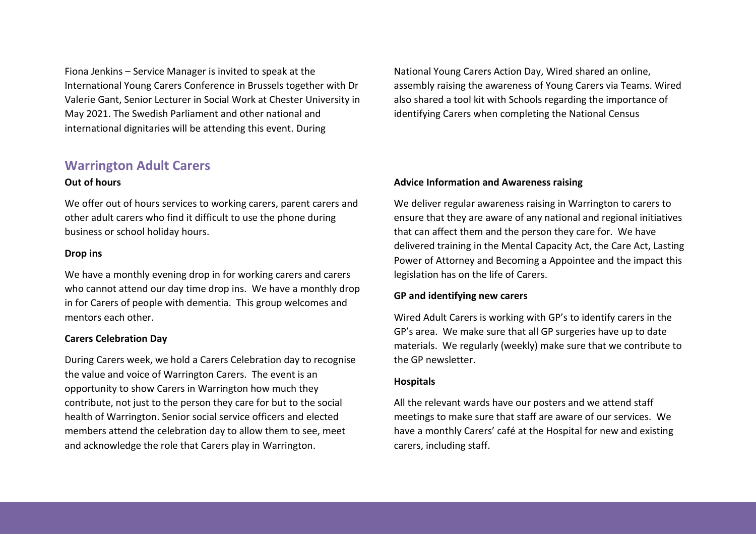Fiona Jenkins – Service Manager is invited to speak at the International Young Carers Conference in Brussels together with Dr Valerie Gant, Senior Lecturer in Social Work at Chester University in May 2021. The Swedish Parliament and other national and international dignitaries will be attending this event. During National Young Carers Action Day, Wired shared an online, assembly raising the awareness of Young Carers via Teams. Wired also shared a tool kit with Schools regarding the importance of identifying Carers when completing the National Census

## Warrington Adult Carers

**Out of hours**

We offer out of hours services to working carers, parent carers and other adult carers who find it difficult to use the phone during business or school holiday hours.

**Drop ins**

We have a monthly evening drop in for working carers and carers who cannot attend our day time drop ins. We have a monthly drop in for Carers of people with dementia. This group welcomes and mentors each other.

**Carers Celebration Day**

During Carers week, we hold a Carers Celebration day to recognise the value and voice of Warrington Carers. The event is an opportunity to show Carers in Warrington how much they contribute, not just to the person they care for but to the social health of Warrington. Senior social service officers and elected members attend the celebration day to allow them to see, meet and acknowledge the role that Carers play in Warrington.

**Advice Information and Awareness raising**

We deliver regular awareness raising in Warrington to carers to ensure that they are aware of any national and regional initiatives that can affect them and the person they care for. We have delivered training in the Mental Capacity Act, the Care Act, Lasting Power of Attorney and Becoming a Appointee and the impact this legislation has on the life of Carers.

**GP and identifying new carers**

Wired Adult Carers is working with GP's to identify carers in the GP's area. We make sure that all GP surgeries have up to date materials. We regularly (weekly) make sure that we contribute to the GP newsletter.

**Hospitals**

All the relevant wards have our posters and we attend staff meetings to make sure that staff are aware of our services. We have a monthly Carers' café at the Hospital for new and existing carers, including staff.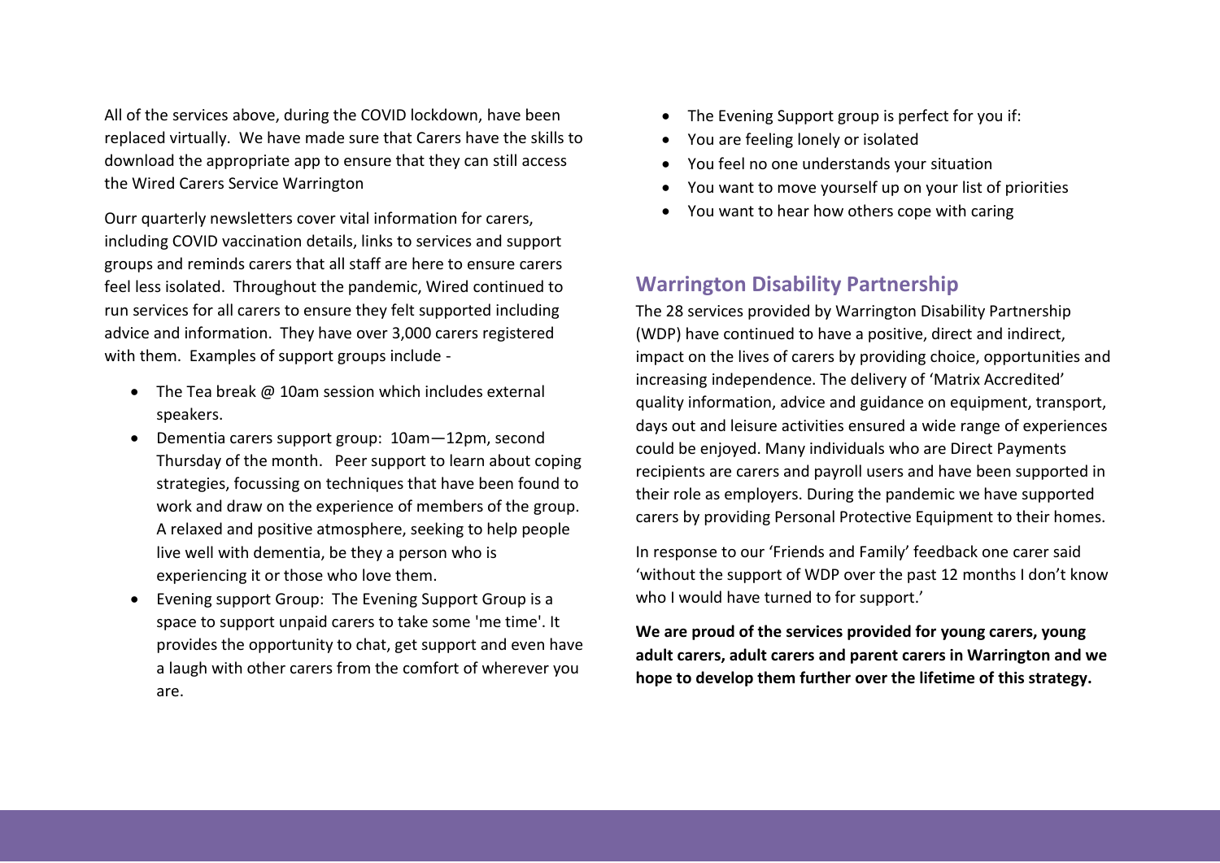All of the services above, during the COVID lockdown, have been replaced virtually. We have made sure that Carers have the skills to download the appropriate app to ensure that they can still access the Wired Carers Service Warrington

Ourr quarterly newsletters cover vital information for carers, including COVID vaccination details, links to services and support groups and reminds carers that all staff are here to ensure carers feel less isolated. Throughout the pandemic, Wired continued to run services for all carers to ensure they felt supported including advice and information. They have over 3,000 carers registered with them. Examples of support groups include -

- The Tea break @ 10am session which includes external speakers.
- Dementia carers support group: 10am—12pm, second Thursday of the month. Peer support to learn about coping strategies, focussing on techniques that have been found to work and draw on the experience of members of the group. A relaxed and positive atmosphere, seeking to help people live well with dementia, be they a person who is experiencing it or those who love them.
- Evening support Group: The Evening Support Group is a space to support unpaid carers to take some 'me time'. It provides the opportunity to chat, get support and even have a laugh with other carers from the comfort of wherever you are.
- The Evening Support group is perfect for you if:
- You are feeling lonely or isolated
- You feel no one understands your situation
- You want to move yourself up on your list of priorities
- You want to hear how others cope with caring

## Warrington Disability Partnership

The 28 services provided by Warrington Disability Partnership (WDP) have continued to have a positive, direct and indirect, impact on the lives of carers by providing choice, opportunities and increasing independence. The delivery of 'Matrix Accredited' quality information, advice and guidance on equipment, transport, days out and leisure activities ensured a wide range of experiences could be enjoyed. Many individuals who are Direct Payments recipients are carers and payroll users and have been supported in their role as employers. During the pandemic we have supported carers by providing Personal Protective Equipment to their homes.

In response to our 'Friends and Family' feedback one carer said 'without the support of WDP over the past 12 months I don't know who I would have turned to for support.'

**We are proud of the services provided for young carers, young adult carers, adult carers and parent carers in Warrington and we hope to develop them further over the lifetime of this strategy.**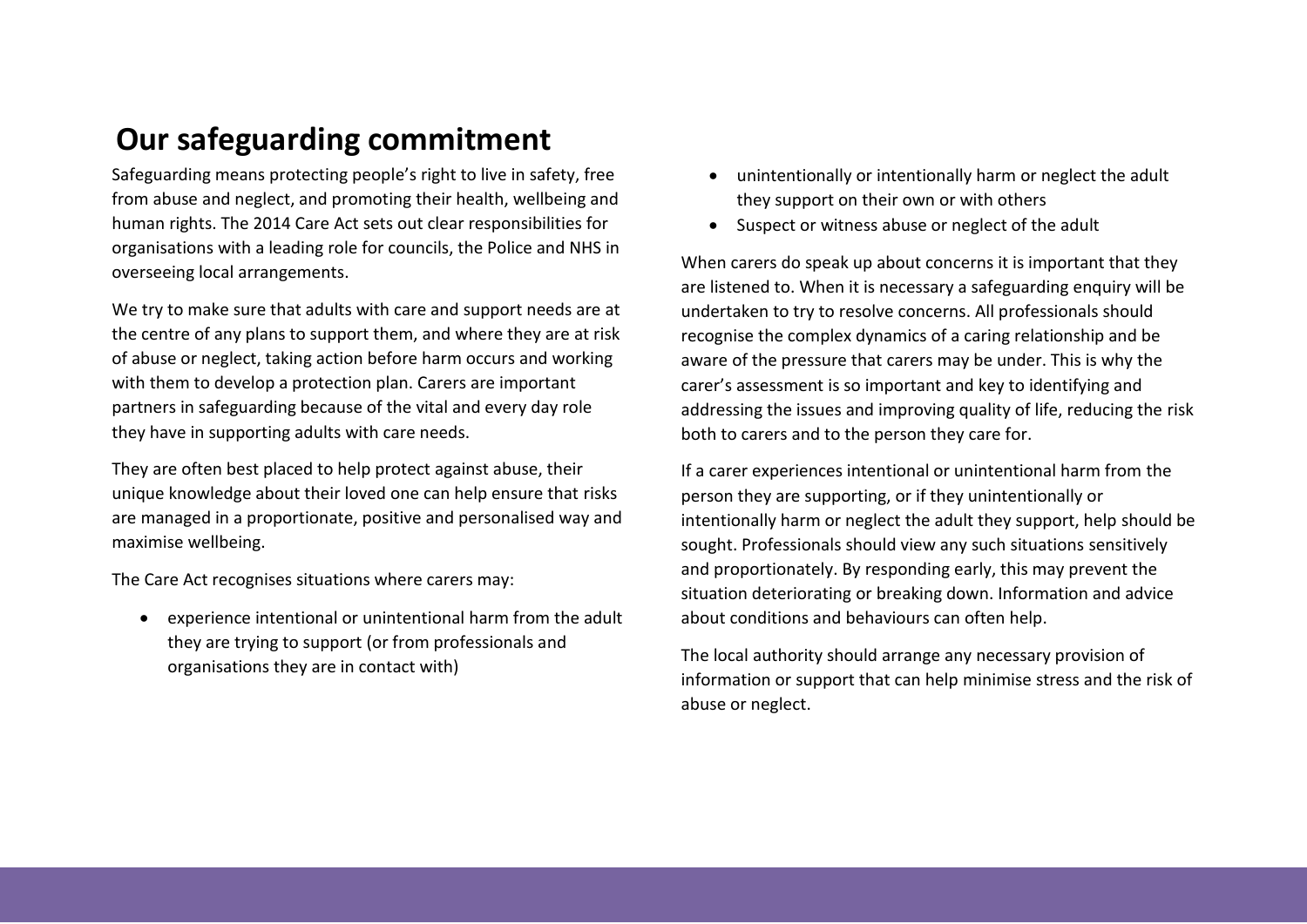# Our safeguarding commitment

Safeguarding means protecting people's right to live in safety, free from abuse and neglect, and promoting their health, wellbeing and human rights. The 2014 Care Act sets out clear responsibilities for organisations with a leading role for councils, the Police and NHS in overseeing local arrangements.

We try to make sure that adults with care and support needs are at the centre of any plans to support them, and where they are at risk of abuse or neglect, taking action before harm occurs and working with them to develop a protection plan. Carers are important partners in safeguarding because of the vital and every day role they have in supporting adults with care needs.

They are often best placed to help protect against abuse, their unique knowledge about their loved one can help ensure that risks are managed in a proportionate, positive and personalised way and maximise wellbeing.

The Care Act recognises situations where carers may:

- experience intentional or unintentional harm from the adult they are trying to support (or from professionals and organisations they are in contact with)
- unintentionally or intentionally harm or neglect the adult they support on their own or with others
- Suspect or witness abuse or neglect of the adult

When carers do speak up about concerns it is important that they are listened to. When it is necessary a safeguarding enquiry will be undertaken to try to resolve concerns. All professionals should recognise the complex dynamics of a caring relationship and be aware of the pressure that carers may be under. This is why the carer's assessment is so important and key to identifying and addressing the issues and improving quality of life, reducing the risk both to carers and to the person they care for.

If a carer experiences intentional or unintentional harm from the person they are supporting, or if they unintentionally or intentionally harm or neglect the adult they support, help should be sought. Professionals should view any such situations sensitively and proportionately. By responding early, this may prevent the situation deteriorating or breaking down. Information and advice about conditions and behaviours can often help.

The local authority should arrange any necessary provision of information or support that can help minimise stress and the risk of abuse or neglect.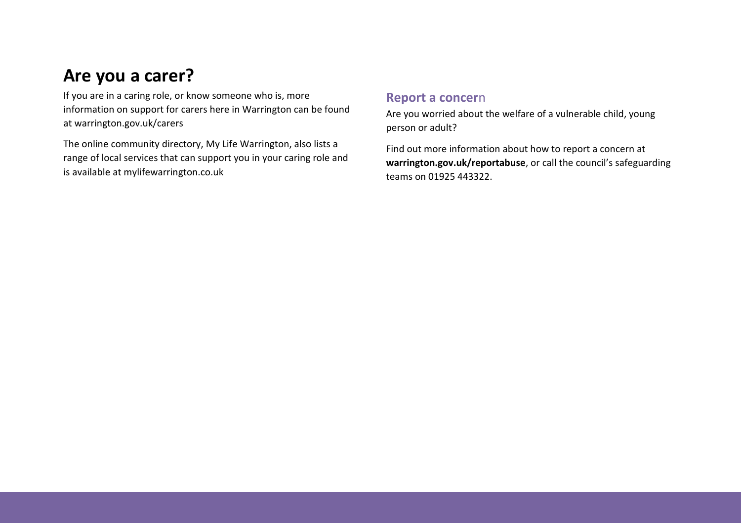# Are you a carer?

If you are in a caring role, or know someone who is, more information on support for carers here in Warrington can be found at warrington.gov.uk/carers

The online community directory, My Life Warrington, also lists a range of local services that can support you in your caring role and is available at mylifewarrington.co.uk

## Report a concern

Are you worried about the welfare of a vulnerable child, young person or adult?

Find out more information about how to report a concern at **warrington.gov.uk/reportabuse**, or call the council's safeguarding teams on 01925 443322.